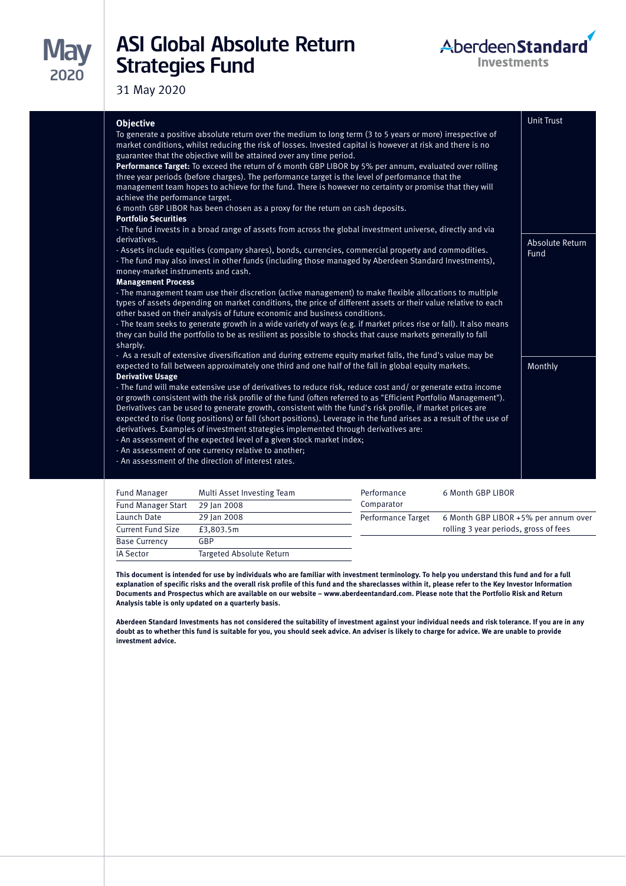May 2020

# ASI Global Absolute Return Strategies Fund

31 May 2020

**Objective**

To generate a positive absolute return over the medium to long term (3 to 5 years or more) irrespective of market conditions, whilst reducing the risk of losses. Invested capital is however at risk and there is no guarantee that the objective will be attained over any time period.

**Performance Target:** To exceed the return of 6 month GBP LIBOR by 5% per annum, evaluated over rolling three year periods (before charges). The performance target is the level of performance that the management team hopes to achieve for the fund. There is however no certainty or promise that they will achieve the performance target.

6 month GBP LIBOR has been chosen as a proxy for the return on cash deposits.

**Portfolio Securities**

- The fund invests in a broad range of assets from across the global investment universe, directly and via derivatives.
- Assets include equities (company shares), bonds, currencies, commercial property and commodities.
- The fund may also invest in other funds (including those managed by Aberdeen Standard Investments), money-market instruments and cash.

**Management Process**

- The management team use their discretion (active management) to make flexible allocations to multiple types of assets depending on market conditions, the price of different assets or their value relative to each other based on their analysis of future economic and business conditions.
- The team seeks to generate growth in a wide variety of ways (e.g. if market prices rise or fall). It also means they can build the portfolio to be as resilient as possible to shocks that cause markets generally to fall sharply.
- As a result of extensive diversification and during extreme equity market falls, the fund's value may be expected to fall between approximately one third and one half of the fall in global equity markets.

**Derivative Usage**

- The fund will make extensive use of derivatives to reduce risk, reduce cost and/ or generate extra income or growth consistent with the risk profile of the fund (often referred to as "Efficient Portfolio Management"). Derivatives can be used to generate growth, consistent with the fund's risk profile, if market prices are expected to rise (long positions) or fall (short positions). Leverage in the fund arises as a result of the use of derivatives. Examples of investment strategies implemented through derivatives are:
- An assessment of the expected level of a given stock market index;
- An assessment of one currency relative to another;
- An assessment of the direction of interest rates.

Unit Trust

Absolute Return Fund

Monthly

| | |
|---|---|
| Fund Manager | Multi Asset Investing Team |
| Fund Manager Start | 29 Jan 2008 |
| Launch Date | 29 Jan 2008 |
| Current Fund Size | £3,803.5m |
| Base Currency | GBP |
| IA Sector | Targeted Absolute Return |

| | |
|---|---|
| Performance Comparator | 6 Month GBP LIBOR |
| Performance Target | 6 Month GBP LIBOR +5% per annum over rolling 3 year periods, gross of fees |

**This document is intended for use by individuals who are familiar with investment terminology. To help you understand this fund and for a full explanation of specific risks and the overall risk profile of this fund and the shareclasses within it, please refer to the Key Investor Information Documents and Prospectus which are available on our website – www.aberdeenstandard.com. Please note that the Portfolio Risk and Return Analysis table is only updated on a quarterly basis.**

**Aberdeen Standard Investments has not considered the suitability of investment against your individual needs and risk tolerance. If you are in any doubt as to whether this fund is suitable for you, you should seek advice. An adviser is likely to charge for advice. We are unable to provide investment advice.**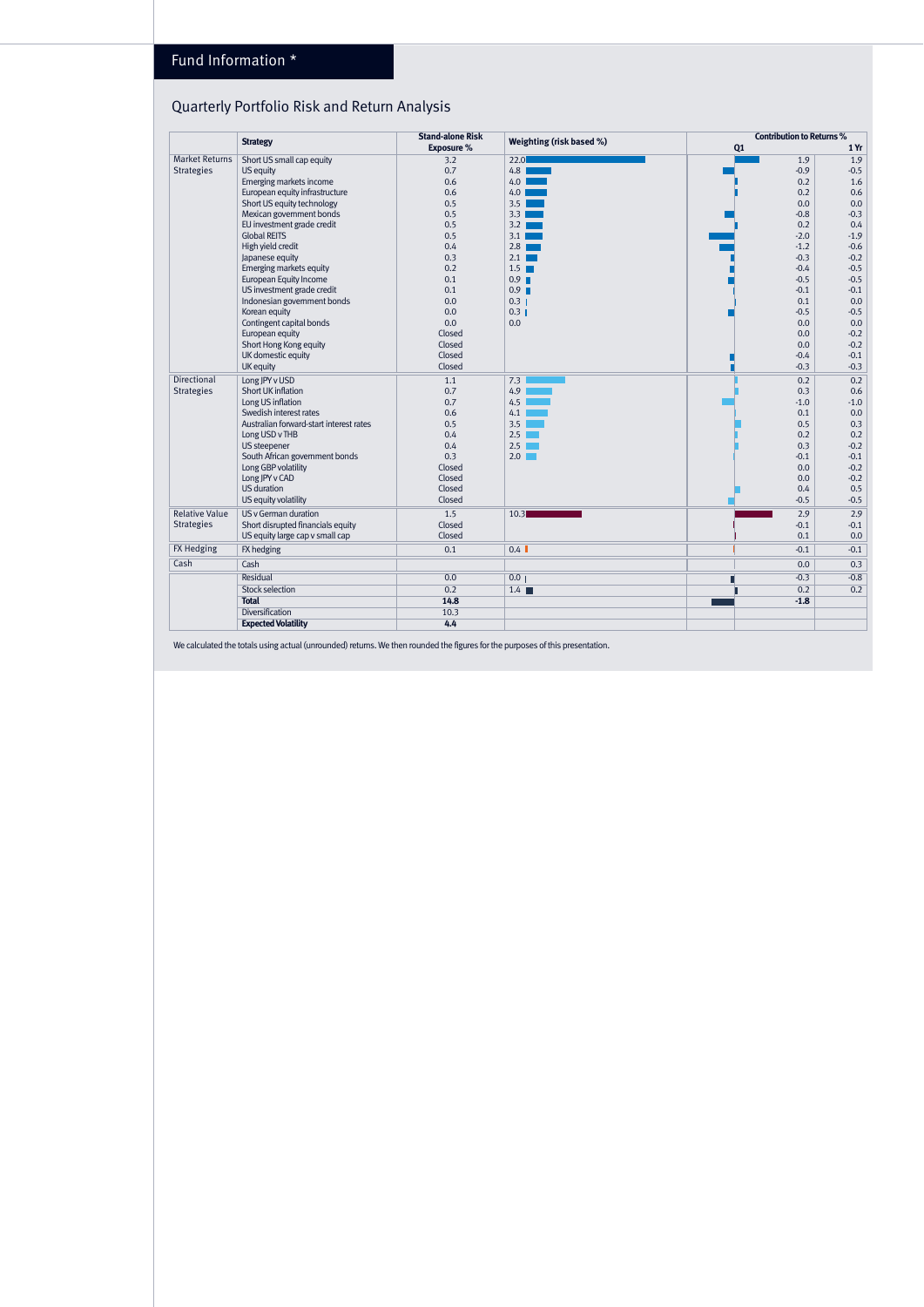# Fund Information *

## Quarterly Portfolio Risk and Return Analysis

| | Strategy | Stand-alone Risk Exposure % | Weighting (risk based %) | Contribution to Returns % Q1 | Contribution to Returns % 1 Yr |
|---|---|---|---|---|---|
| Market Returns Strategies | Short US small cap equity | 3.2 | 22.0 | 1.9 | 1.9 |
| | US equity | 0.7 | 4.8 | -0.9 | -0.5 |
| | Emerging markets income | 0.6 | 4.0 | 0.2 | 1.6 |
| | European equity infrastructure | 0.6 | 4.0 | 0.2 | 0.6 |
| | Short US equity technology | 0.5 | 3.5 | 0.0 | 0.0 |
| | Mexican government bonds | 0.5 | 3.3 | -0.8 | -0.3 |
| | EU investment grade credit | 0.5 | 3.2 | 0.2 | 0.4 |
| | Global REITS | 0.5 | 3.1 | -2.0 | -1.9 |
| | High yield credit | 0.4 | 2.8 | -1.2 | -0.6 |
| | Japanese equity | 0.3 | 2.1 | -0.3 | -0.2 |
| | Emerging markets equity | 0.2 | 1.5 | -0.4 | -0.5 |
| | European Equity Income | 0.1 | 0.9 | -0.5 | -0.5 |
| | US investment grade credit | 0.1 | 0.9 | -0.1 | -0.1 |
| | Indonesian government bonds | 0.0 | 0.3 | 0.1 | 0.0 |
| | Korean equity | 0.0 | 0.3 | -0.5 | -0.5 |
| | Contingent capital bonds | 0.0 | 0.0 | 0.0 | 0.0 |
| | European equity | Closed | | 0.0 | -0.2 |
| | Short Hong Kong equity | Closed | | 0.0 | -0.2 |
| | UK domestic equity | Closed | | -0.4 | -0.1 |
| | UK equity | Closed | | -0.3 | -0.3 |
| Directional Strategies | Long JPY v USD | 1.1 | 7.3 | 0.2 | 0.2 |
| | Short UK inflation | 0.7 | 4.9 | 0.3 | 0.6 |
| | Long US inflation | 0.7 | 4.5 | -1.0 | -1.0 |
| | Swedish interest rates | 0.6 | 4.1 | 0.1 | 0.0 |
| | Australian forward-start interest rates | 0.5 | 3.5 | 0.5 | 0.3 |
| | Long USD v THB | 0.4 | 2.5 | 0.2 | 0.2 |
| | US steepener | 0.4 | 2.5 | 0.3 | -0.2 |
| | South African government bonds | 0.3 | 2.0 | -0.1 | -0.1 |
| | Long GBP volatility | Closed | | 0.0 | -0.2 |
| | Long JPY v CAD | Closed | | 0.0 | -0.2 |
| | US duration | Closed | | 0.4 | 0.5 |
| | US equity volatility | Closed | | -0.5 | -0.5 |
| Relative Value Strategies | US v German duration | 1.5 | 10.3 | 2.9 | 2.9 |
| | Short disrupted financials equity | Closed | | -0.1 | -0.1 |
| | US equity large cap v small cap | Closed | | 0.1 | 0.0 |
| FX Hedging | FX hedging | 0.1 | 0.4 | -0.1 | -0.1 |
| Cash | Cash | | | 0.0 | 0.3 |
| | Residual | 0.0 | 0.0 | -0.3 | -0.8 |
| | Stock selection | 0.2 | 1.4 | 0.2 | 0.2 |
| | **Total** | **14.8** | | **-1.8** | |
| | Diversification | 10.3 | | | |
| | **Expected Volatility** | **4.4** | | | |

We calculated the totals using actual (unrounded) returns. We then rounded the figures for the purposes of this presentation.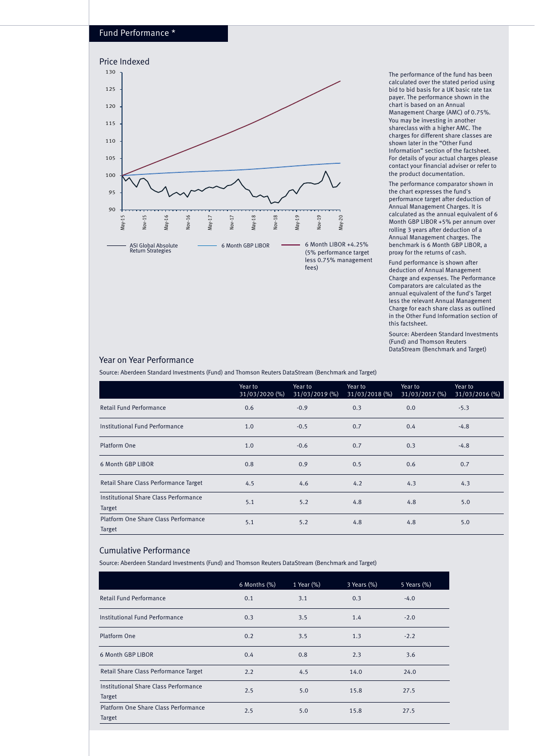## Fund Performance *

### Price Indexed

ASI Global Absolute Return Strategies — 6 Month GBP LIBOR — 6 Month LIBOR +4.25% (5% performance target less 0.75% management fees)

The performance of the fund has been calculated over the stated period using bid to bid basis for a UK basic rate tax payer. The performance shown in the chart is based on an Annual Management Charge (AMC) of 0.75%. You may be investing in another shareclass with a higher AMC. The charges for different share classes are shown later in the "Other Fund Information" section of the factsheet. For details of your actual charges please contact your financial adviser or refer to the product documentation.

The performance comparator shown in the chart expresses the fund's performance target after deduction of Annual Management Charges. It is calculated as the annual equivalent of 6 Month GBP LIBOR +5% per annum over rolling 3 years after deduction of a Annual Management charges. The benchmark is 6 Month GBP LIBOR, a proxy for the returns of cash.

Fund performance is shown after deduction of Annual Management Charge and expenses. The Performance Comparators are calculated as the annual equivalent of the fund's Target less the relevant Annual Management Charge for each share class as outlined in the Other Fund Information section of this factsheet.

Source: Aberdeen Standard Investments (Fund) and Thomson Reuters DataStream (Benchmark and Target)

### Year on Year Performance

Source: Aberdeen Standard Investments (Fund) and Thomson Reuters DataStream (Benchmark and Target)

| | Year to 31/03/2020 (%) | Year to 31/03/2019 (%) | Year to 31/03/2018 (%) | Year to 31/03/2017 (%) | Year to 31/03/2016 (%) |
|---|---|---|---|---|---|
| Retail Fund Performance | 0.6 | -0.9 | 0.3 | 0.0 | -5.3 |
| Institutional Fund Performance | 1.0 | -0.5 | 0.7 | 0.4 | -4.8 |
| Platform One | 1.0 | -0.6 | 0.7 | 0.3 | -4.8 |
| 6 Month GBP LIBOR | 0.8 | 0.9 | 0.5 | 0.6 | 0.7 |
| Retail Share Class Performance Target | 4.5 | 4.6 | 4.2 | 4.3 | 4.3 |
| Institutional Share Class Performance Target | 5.1 | 5.2 | 4.8 | 4.8 | 5.0 |
| Platform One Share Class Performance Target | 5.1 | 5.2 | 4.8 | 4.8 | 5.0 |

### Cumulative Performance

Source: Aberdeen Standard Investments (Fund) and Thomson Reuters DataStream (Benchmark and Target)

| | 6 Months (%) | 1 Year (%) | 3 Years (%) | 5 Years (%) |
|---|---|---|---|---|
| Retail Fund Performance | 0.1 | 3.1 | 0.3 | -4.0 |
| Institutional Fund Performance | 0.3 | 3.5 | 1.4 | -2.0 |
| Platform One | 0.2 | 3.5 | 1.3 | -2.2 |
| 6 Month GBP LIBOR | 0.4 | 0.8 | 2.3 | 3.6 |
| Retail Share Class Performance Target | 2.2 | 4.5 | 14.0 | 24.0 |
| Institutional Share Class Performance Target | 2.5 | 5.0 | 15.8 | 27.5 |
| Platform One Share Class Performance Target | 2.5 | 5.0 | 15.8 | 27.5 |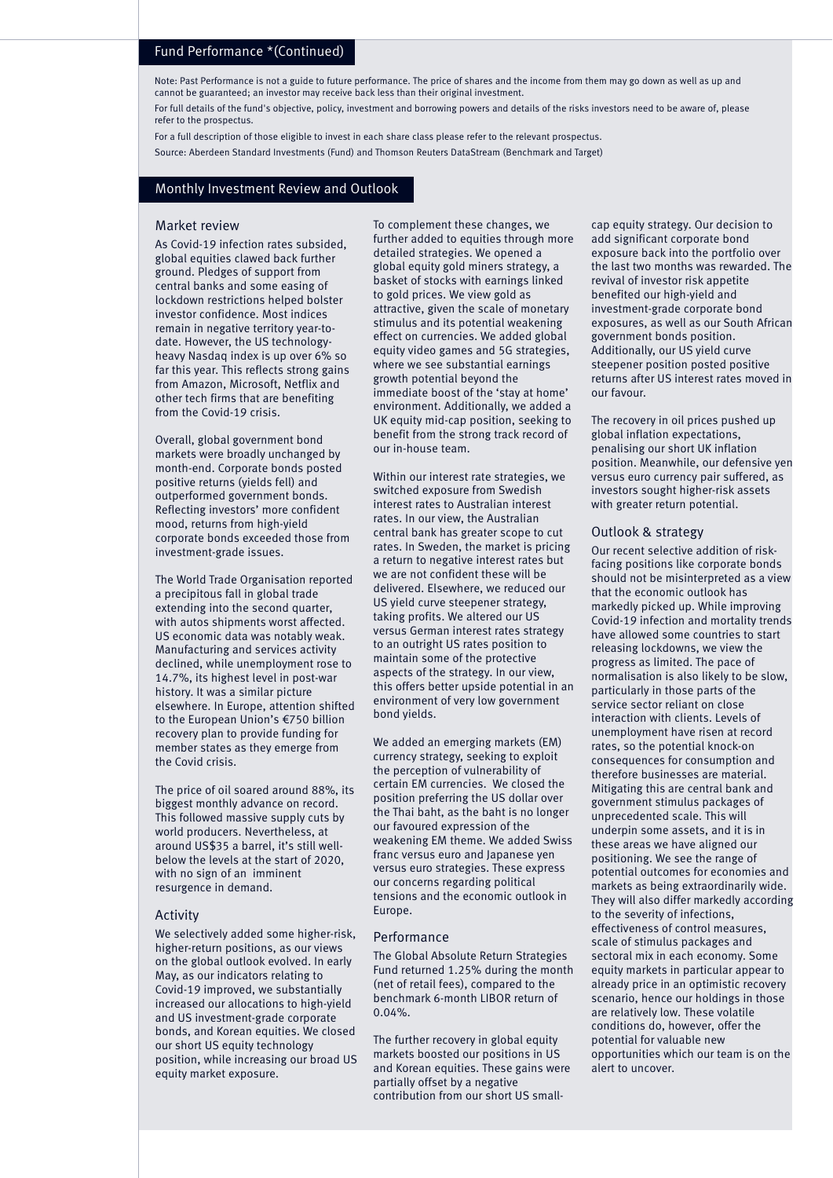## Fund Performance *(Continued)

Note: Past Performance is not a guide to future performance. The price of shares and the income from them may go down as well as up and cannot be guaranteed; an investor may receive back less than their original investment.

For full details of the fund's objective, policy, investment and borrowing powers and details of the risks investors need to be aware of, please refer to the prospectus.

For a full description of those eligible to invest in each share class please refer to the relevant prospectus.

Source: Aberdeen Standard Investments (Fund) and Thomson Reuters DataStream (Benchmark and Target)

## Monthly Investment Review and Outlook

### Market review

As Covid-19 infection rates subsided, global equities clawed back further ground. Pledges of support from central banks and some easing of lockdown restrictions helped bolster investor confidence. Most indices remain in negative territory year-to-date. However, the US technology-heavy Nasdaq index is up over 6% so far this year. This reflects strong gains from Amazon, Microsoft, Netflix and other tech firms that are benefiting from the Covid-19 crisis.

Overall, global government bond markets were broadly unchanged by month-end. Corporate bonds posted positive returns (yields fell) and outperformed government bonds. Reflecting investors' more confident mood, returns from high-yield corporate bonds exceeded those from investment-grade issues.

The World Trade Organisation reported a precipitous fall in global trade extending into the second quarter, with autos shipments worst affected. US economic data was notably weak. Manufacturing and services activity declined, while unemployment rose to 14.7%, its highest level in post-war history. It was a similar picture elsewhere. In Europe, attention shifted to the European Union's €750 billion recovery plan to provide funding for member states as they emerge from the Covid crisis.

The price of oil soared around 88%, its biggest monthly advance on record. This followed massive supply cuts by world producers. Nevertheless, at around US$35 a barrel, it's still well-below the levels at the start of 2020, with no sign of an imminent resurgence in demand.

### Activity

We selectively added some higher-risk, higher-return positions, as our views on the global outlook evolved. In early May, as our indicators relating to Covid-19 improved, we substantially increased our allocations to high-yield and US investment-grade corporate bonds, and Korean equities. We closed our short US equity technology position, while increasing our broad US equity market exposure.

To complement these changes, we further added to equities through more detailed strategies. We opened a global equity gold miners strategy, a basket of stocks with earnings linked to gold prices. We view gold as attractive, given the scale of monetary stimulus and its potential weakening effect on currencies. We added global equity video games and 5G strategies, where we see substantial earnings growth potential beyond the immediate boost of the 'stay at home' environment. Additionally, we added a UK equity mid-cap position, seeking to benefit from the strong track record of our in-house team.

Within our interest rate strategies, we switched exposure from Swedish interest rates to Australian interest rates. In our view, the Australian central bank has greater scope to cut rates. In Sweden, the market is pricing a return to negative interest rates but we are not confident these will be delivered. Elsewhere, we reduced our US yield curve steepener strategy, taking profits. We altered our US versus German interest rates strategy to an outright US rates position to maintain some of the protective aspects of the strategy. In our view, this offers better upside potential in an environment of very low government bond yields.

We added an emerging markets (EM) currency strategy, seeking to exploit the perception of vulnerability of certain EM currencies. We closed the position preferring the US dollar over the Thai baht, as the baht is no longer our favoured expression of the weakening EM theme. We added Swiss franc versus euro and Japanese yen versus euro strategies. These express our concerns regarding political tensions and the economic outlook in Europe.

### Performance

The Global Absolute Return Strategies Fund returned 1.25% during the month (net of retail fees), compared to the benchmark 6-month LIBOR return of 0.04%.

The further recovery in global equity markets boosted our positions in US and Korean equities. These gains were partially offset by a negative contribution from our short US small-cap equity strategy. Our decision to add significant corporate bond exposure back into the portfolio over the last two months was rewarded. The revival of investor risk appetite benefited our high-yield and investment-grade corporate bond exposures, as well as our South African government bonds position. Additionally, our US yield curve steepener position posted positive returns after US interest rates moved in our favour.

The recovery in oil prices pushed up global inflation expectations, penalising our short UK inflation position. Meanwhile, our defensive yen versus euro currency pair suffered, as investors sought higher-risk assets with greater return potential.

### Outlook & strategy

Our recent selective addition of risk-facing positions like corporate bonds should not be misinterpreted as a view that the economic outlook has markedly picked up. While improving Covid-19 infection and mortality trends have allowed some countries to start releasing lockdowns, we view the progress as limited. The pace of normalisation is also likely to be slow, particularly in those parts of the service sector reliant on close interaction with clients. Levels of unemployment have risen at record rates, so the potential knock-on consequences for consumption and therefore businesses are material. Mitigating this are central bank and government stimulus packages of unprecedented scale. This will underpin some assets, and it is in these areas we have aligned our positioning. We see the range of potential outcomes for economies and markets as being extraordinarily wide. They will also differ markedly according to the severity of infections, effectiveness of control measures, scale of stimulus packages and sectoral mix in each economy. Some equity markets in particular appear to already price in an optimistic recovery scenario, hence our holdings in those are relatively low. These volatile conditions do, however, offer the potential for valuable new opportunities which our team is on the alert to uncover.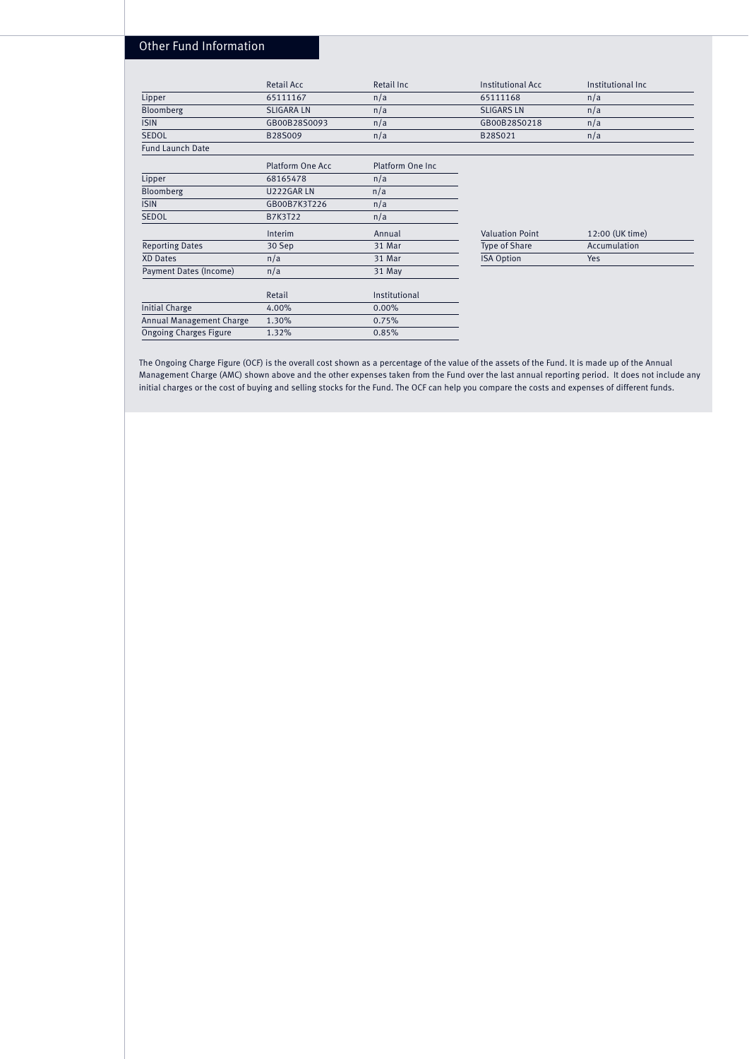## Other Fund Information

| | Retail Acc | Retail Inc | Institutional Acc | Institutional Inc |
|---|---|---|---|---|
| Lipper | 65111167 | n/a | 65111168 | n/a |
| Bloomberg | SLIGARA LN | n/a | SLIGARS LN | n/a |
| ISIN | GB00B28S0093 | n/a | GB00B28S0218 | n/a |
| SEDOL | B28S009 | n/a | B28S021 | n/a |
| Fund Launch Date | | | | |

| | Platform One Acc | Platform One Inc |
|---|---|---|
| Lipper | 68165478 | n/a |
| Bloomberg | U222GAR LN | n/a |
| ISIN | GB00B7K3T226 | n/a |
| SEDOL | B7K3T22 | n/a |

| | Interim | Annual |
|---|---|---|
| Reporting Dates | 30 Sep | 31 Mar |
| XD Dates | n/a | 31 Mar |
| Payment Dates (Income) | n/a | 31 May |

| Valuation Point | 12:00 (UK time) |
|---|---|
| Type of Share | Accumulation |
| ISA Option | Yes |

| | Retail | Institutional |
|---|---|---|
| Initial Charge | 4.00% | 0.00% |
| Annual Management Charge | 1.30% | 0.75% |
| Ongoing Charges Figure | 1.32% | 0.85% |

The Ongoing Charge Figure (OCF) is the overall cost shown as a percentage of the value of the assets of the Fund. It is made up of the Annual Management Charge (AMC) shown above and the other expenses taken from the Fund over the last annual reporting period. It does not include any initial charges or the cost of buying and selling stocks for the Fund. The OCF can help you compare the costs and expenses of different funds.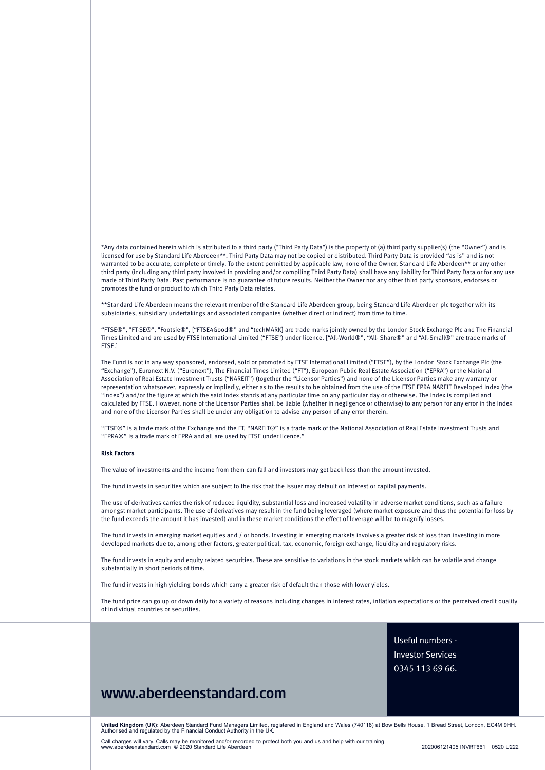*Any data contained herein which is attributed to a third party ("Third Party Data") is the property of (a) third party supplier(s) (the "Owner") and is licensed for use by Standard Life Aberdeen**. Third Party Data may not be copied or distributed. Third Party Data is provided "as is" and is not warranted to be accurate, complete or timely. To the extent permitted by applicable law, none of the Owner, Standard Life Aberdeen** or any other third party (including any third party involved in providing and/or compiling Third Party Data) shall have any liability for Third Party Data or for any use made of Third Party Data. Past performance is no guarantee of future results. Neither the Owner nor any other third party sponsors, endorses or promotes the fund or product to which Third Party Data relates.

**Standard Life Aberdeen means the relevant member of the Standard Life Aberdeen group, being Standard Life Aberdeen plc together with its subsidiaries, subsidiary undertakings and associated companies (whether direct or indirect) from time to time.

"FTSE®", "FT-SE®", "Footsie®", ["FTSE4Good®" and "techMARK] are trade marks jointly owned by the London Stock Exchange Plc and The Financial Times Limited and are used by FTSE International Limited ("FTSE") under licence. ["All-World®", "All- Share®" and "All-Small®" are trade marks of FTSE.]

The Fund is not in any way sponsored, endorsed, sold or promoted by FTSE International Limited ("FTSE"), by the London Stock Exchange Plc (the "Exchange"), Euronext N.V. ("Euronext"), The Financial Times Limited ("FT"), European Public Real Estate Association ("EPRA") or the National Association of Real Estate Investment Trusts ("NAREIT") (together the "Licensor Parties") and none of the Licensor Parties make any warranty or representation whatsoever, expressly or impliedly, either as to the results to be obtained from the use of the FTSE EPRA NAREIT Developed Index (the "Index") and/or the figure at which the said Index stands at any particular time on any particular day or otherwise. The Index is compiled and calculated by FTSE. However, none of the Licensor Parties shall be liable (whether in negligence or otherwise) to any person for any error in the Index and none of the Licensor Parties shall be under any obligation to advise any person of any error therein.

"FTSE®" is a trade mark of the Exchange and the FT, "NAREIT®" is a trade mark of the National Association of Real Estate Investment Trusts and "EPRA®" is a trade mark of EPRA and all are used by FTSE under licence."

**Risk Factors**

The value of investments and the income from them can fall and investors may get back less than the amount invested.

The fund invests in securities which are subject to the risk that the issuer may default on interest or capital payments.

The use of derivatives carries the risk of reduced liquidity, substantial loss and increased volatility in adverse market conditions, such as a failure amongst market participants. The use of derivatives may result in the fund being leveraged (where market exposure and thus the potential for loss by the fund exceeds the amount it has invested) and in these market conditions the effect of leverage will be to magnify losses.

The fund invests in emerging market equities and / or bonds. Investing in emerging markets involves a greater risk of loss than investing in more developed markets due to, among other factors, greater political, tax, economic, foreign exchange, liquidity and regulatory risks.

The fund invests in equity and equity related securities. These are sensitive to variations in the stock markets which can be volatile and change substantially in short periods of time.

The fund invests in high yielding bonds which carry a greater risk of default than those with lower yields.

The fund price can go up or down daily for a variety of reasons including changes in interest rates, inflation expectations or the perceived credit quality of individual countries or securities.

Useful numbers -
Investor Services
0345 113 69 66.

## www.aberdeenstandard.com

**United Kingdom (UK):** Aberdeen Standard Fund Managers Limited, registered in England and Wales (740118) at Bow Bells House, 1 Bread Street, London, EC4M 9HH. Authorised and regulated by the Financial Conduct Authority in the UK.

Call charges will vary. Calls may be monitored and/or recorded to protect both you and us and help with our training.
www.aberdeenstandard.com © 2020 Standard Life Aberdeen

202006121405 INVRT661 0520 U222